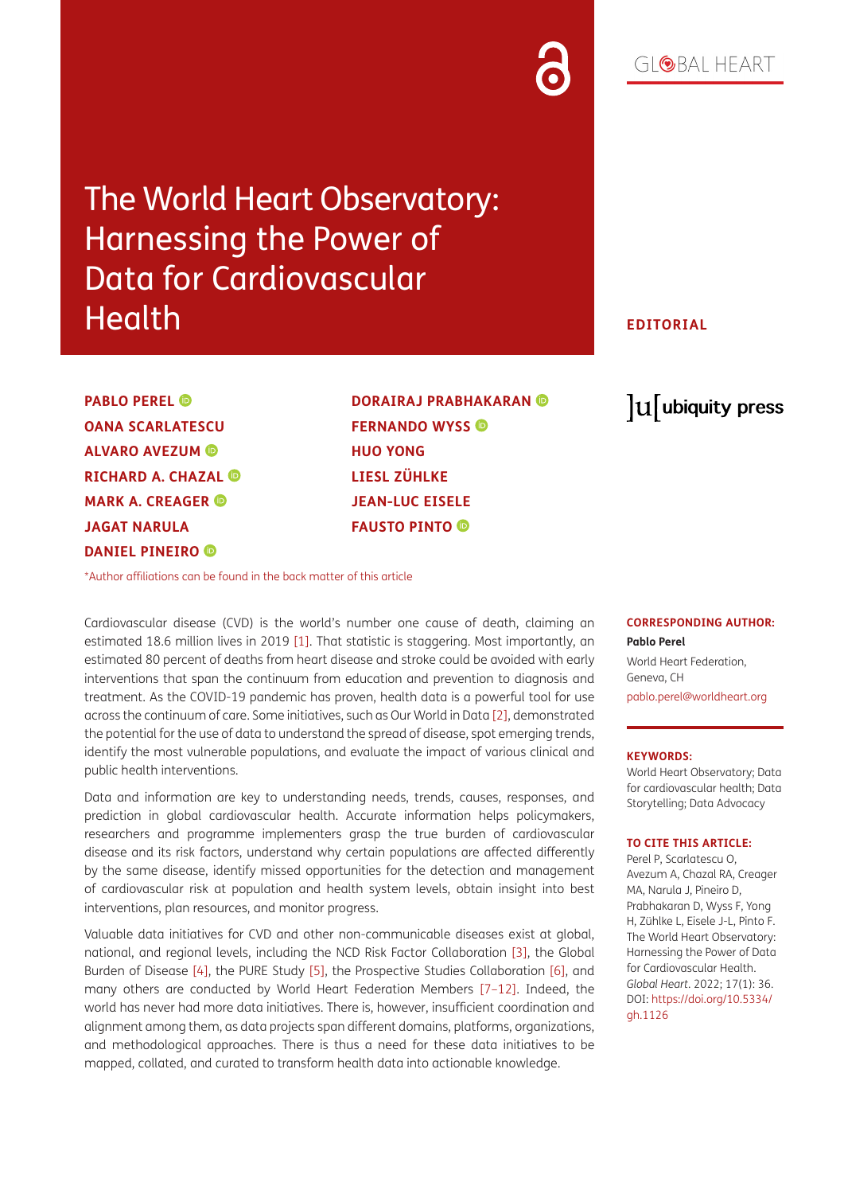# The World Heart Observatory: Harnessing the Power of Data for Cardiovascular Health

**EDITORIAL**

**PABLO PEREL**
**OANA SCARLATESCU**
**ALVARO AVEZUM**
**RICHARD A. CHAZAL**
**MARK A. CREAGER**
**JAGAT NARULA**
**DANIEL PINEIRO**
**DORAIRAJ PRABHAKARAN**
**FERNANDO WYSS**
**HUO YONG**
**LIESL ZÜHLKE**
**JEAN-LUC EISELE**
**FAUSTO PINTO**

*Author affiliations can be found in the back matter of this article

**CORRESPONDING AUTHOR:**

**Pablo Perel**

World Heart Federation, Geneva, CH

pablo.perel@worldheart.org

**KEYWORDS:**

World Heart Observatory; Data for cardiovascular health; Data Storytelling; Data Advocacy

**TO CITE THIS ARTICLE:**

Perel P, Scarlatescu O, Avezum A, Chazal RA, Creager MA, Narula J, Pineiro D, Prabhakaran D, Wyss F, Yong H, Zühlke L, Eisele J-L, Pinto F. The World Heart Observatory: Harnessing the Power of Data for Cardiovascular Health. *Global Heart*. 2022; 17(1): 36. DOI: https://doi.org/10.5334/gh.1126

Cardiovascular disease (CVD) is the world's number one cause of death, claiming an estimated 18.6 million lives in 2019 [1]. That statistic is staggering. Most importantly, an estimated 80 percent of deaths from heart disease and stroke could be avoided with early interventions that span the continuum from education and prevention to diagnosis and treatment. As the COVID-19 pandemic has proven, health data is a powerful tool for use across the continuum of care. Some initiatives, such as Our World in Data [2], demonstrated the potential for the use of data to understand the spread of disease, spot emerging trends, identify the most vulnerable populations, and evaluate the impact of various clinical and public health interventions.

Data and information are key to understanding needs, trends, causes, responses, and prediction in global cardiovascular health. Accurate information helps policymakers, researchers and programme implementers grasp the true burden of cardiovascular disease and its risk factors, understand why certain populations are affected differently by the same disease, identify missed opportunities for the detection and management of cardiovascular risk at population and health system levels, obtain insight into best interventions, plan resources, and monitor progress.

Valuable data initiatives for CVD and other non-communicable diseases exist at global, national, and regional levels, including the NCD Risk Factor Collaboration [3], the Global Burden of Disease [4], the PURE Study [5], the Prospective Studies Collaboration [6], and many others are conducted by World Heart Federation Members [7–12]. Indeed, the world has never had more data initiatives. There is, however, insufficient coordination and alignment among them, as data projects span different domains, platforms, organizations, and methodological approaches. There is thus a need for these data initiatives to be mapped, collated, and curated to transform health data into actionable knowledge.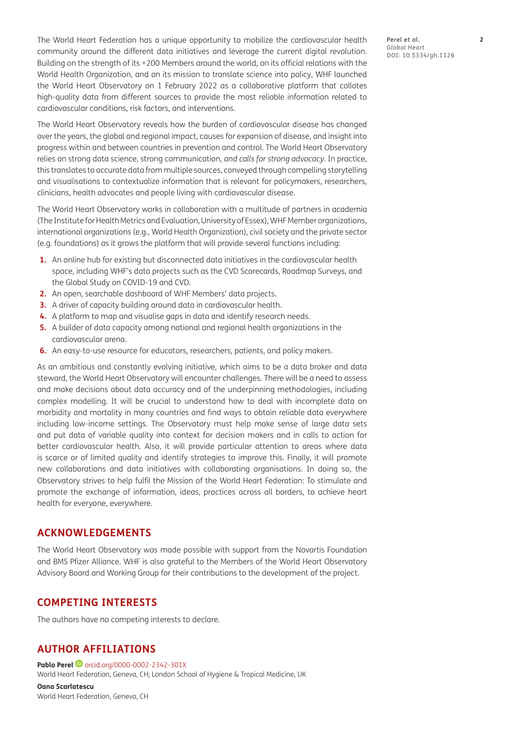The World Heart Federation has a unique opportunity to mobilize the cardiovascular health community around the different data initiatives and leverage the current digital revolution. Building on the strength of its +200 Members around the world, on its official relations with the World Health Organization, and on its mission to translate science into policy, WHF launched the World Heart Observatory on 1 February 2022 as a collaborative platform that collates high-quality data from different sources to provide the most reliable information related to cardiovascular conditions, risk factors, and interventions.

The World Heart Observatory reveals how the burden of cardiovascular disease has changed over the years, the global and regional impact, causes for expansion of disease, and insight into progress within and between countries in prevention and control. The World Heart Observatory relies on strong data science, strong communication, *and calls for strong advocacy*. In practice, this translates to accurate data from multiple sources, conveyed through compelling storytelling and visualisations to contextualize information that is relevant for policymakers, researchers, clinicians, health advocates and people living with cardiovascular disease.

The World Heart Observatory works in collaboration with a multitude of partners in academia (The Institute for Health Metrics and Evaluation, University of Essex), WHF Member organizations, international organizations (e.g., World Health Organization), civil society and the private sector (e.g. foundations) as it grows the platform that will provide several functions including:

1. An online hub for existing but disconnected data initiatives in the cardiovascular health space, including WHF's data projects such as the CVD Scorecards, Roadmap Surveys, and the Global Study on COVID-19 and CVD.
2. An open, searchable dashboard of WHF Members' data projects.
3. A driver of capacity building around data in cardiovascular health.
4. A platform to map and visualise gaps in data and identify research needs.
5. A builder of data capacity among national and regional health organizations in the cardiovascular arena.
6. An easy-to-use resource for educators, researchers, patients, and policy makers.

As an ambitious and constantly evolving initiative, which aims to be a data broker and data steward, the World Heart Observatory will encounter challenges. There will be a need to assess and make decisions about data accuracy and of the underpinning methodologies, including complex modelling. It will be crucial to understand how to deal with incomplete data on morbidity and mortality in many countries and find ways to obtain reliable data everywhere including low-income settings. The Observatory must help make sense of large data sets and put data of variable quality into context for decision makers and in calls to action for better cardiovascular health. Also, it will provide particular attention to areas where data is scarce or of limited quality and identify strategies to improve this. Finally, it will promote new collaborations and data initiatives with collaborating organisations. In doing so, the Observatory strives to help fulfil the Mission of the World Heart Federation: To stimulate and promote the exchange of information, ideas, practices across all borders, to achieve heart health for everyone, everywhere.

## ACKNOWLEDGEMENTS

The World Heart Observatory was made possible with support from the Novartis Foundation and BMS Pfizer Alliance. WHF is also grateful to the Members of the World Heart Observatory Advisory Board and Working Group for their contributions to the development of the project.

## COMPETING INTERESTS

The authors have no competing interests to declare.

## AUTHOR AFFILIATIONS

**Pablo Perel** orcid.org/0000-0002-2342-301X
World Heart Federation, Geneva, CH; London School of Hygiene & Tropical Medicine, UK

**Oana Scarlatescu**
World Heart Federation, Geneva, CH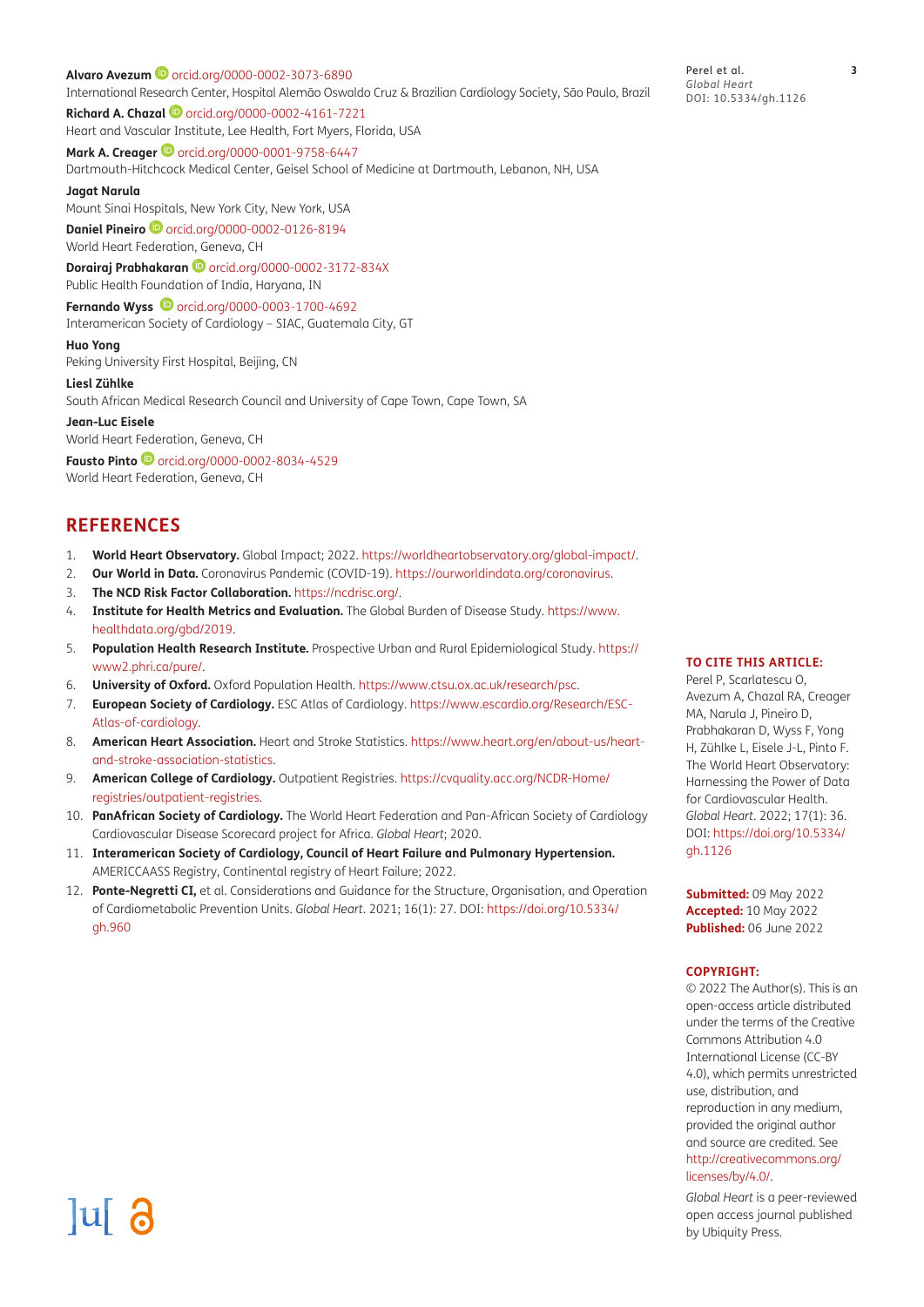**Alvaro Avezum** orcid.org/0000-0002-3073-6890
International Research Center, Hospital Alemão Oswaldo Cruz & Brazilian Cardiology Society, São Paulo, Brazil

**Richard A. Chazal** orcid.org/0000-0002-4161-7221
Heart and Vascular Institute, Lee Health, Fort Myers, Florida, USA

**Mark A. Creager** orcid.org/0000-0001-9758-6447
Dartmouth-Hitchcock Medical Center, Geisel School of Medicine at Dartmouth, Lebanon, NH, USA

**Jagat Narula**
Mount Sinai Hospitals, New York City, New York, USA

**Daniel Pineiro** orcid.org/0000-0002-0126-8194
World Heart Federation, Geneva, CH

**Dorairaj Prabhakaran** orcid.org/0000-0002-3172-834X
Public Health Foundation of India, Haryana, IN

**Fernando Wyss** orcid.org/0000-0003-1700-4692
Interamerican Society of Cardiology – SIAC, Guatemala City, GT

**Huo Yong**
Peking University First Hospital, Beijing, CN

**Liesl Zühlke**
South African Medical Research Council and University of Cape Town, Cape Town, SA

**Jean-Luc Eisele**
World Heart Federation, Geneva, CH

**Fausto Pinto** orcid.org/0000-0002-8034-4529
World Heart Federation, Geneva, CH

## REFERENCES

1. **World Heart Observatory.** Global Impact; 2022. https://worldheartobservatory.org/global-impact/.
2. **Our World in Data.** Coronavirus Pandemic (COVID-19). https://ourworldindata.org/coronavirus.
3. **The NCD Risk Factor Collaboration.** https://ncdrisc.org/.
4. **Institute for Health Metrics and Evaluation.** The Global Burden of Disease Study. https://www.healthdata.org/gbd/2019.
5. **Population Health Research Institute.** Prospective Urban and Rural Epidemiological Study. https://www2.phri.ca/pure/.
6. **University of Oxford.** Oxford Population Health. https://www.ctsu.ox.ac.uk/research/psc.
7. **European Society of Cardiology.** ESC Atlas of Cardiology. https://www.escardio.org/Research/ESC-Atlas-of-cardiology.
8. **American Heart Association.** Heart and Stroke Statistics. https://www.heart.org/en/about-us/heart-and-stroke-association-statistics.
9. **American College of Cardiology.** Outpatient Registries. https://cvquality.acc.org/NCDR-Home/registries/outpatient-registries.
10. **PanAfrican Society of Cardiology.** The World Heart Federation and Pan-African Society of Cardiology Cardiovascular Disease Scorecard project for Africa. *Global Heart*; 2020.
11. **Interamerican Society of Cardiology, Council of Heart Failure and Pulmonary Hypertension.** AMERICCAASS Registry, Continental registry of Heart Failure; 2022.
12. **Ponte-Negretti CI,** et al. Considerations and Guidance for the Structure, Organisation, and Operation of Cardiometabolic Prevention Units. *Global Heart*. 2021; 16(1): 27. DOI: https://doi.org/10.5334/gh.960

**TO CITE THIS ARTICLE:**

Perel P, Scarlatescu O, Avezum A, Chazal RA, Creager MA, Narula J, Pineiro D, Prabhakaran D, Wyss F, Yong H, Zühlke L, Eisele J-L, Pinto F. The World Heart Observatory: Harnessing the Power of Data for Cardiovascular Health. *Global Heart*. 2022; 17(1): 36. DOI: https://doi.org/10.5334/gh.1126

**Submitted:** 09 May 2022
**Accepted:** 10 May 2022
**Published:** 06 June 2022

**COPYRIGHT:**

© 2022 The Author(s). This is an open-access article distributed under the terms of the Creative Commons Attribution 4.0 International License (CC-BY 4.0), which permits unrestricted use, distribution, and reproduction in any medium, provided the original author and source are credited. See http://creativecommons.org/licenses/by/4.0/.

*Global Heart* is a peer-reviewed open access journal published by Ubiquity Press.